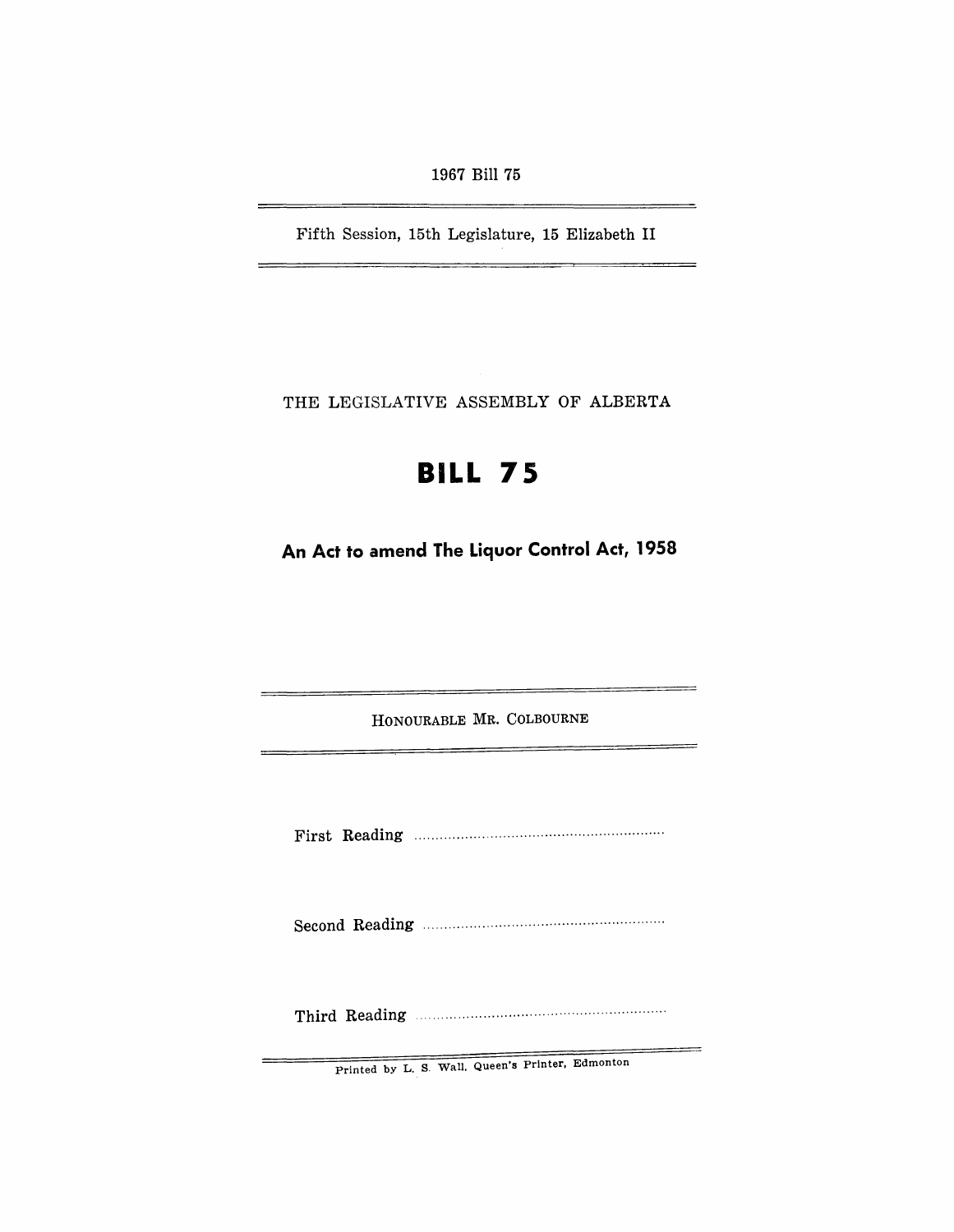1967 Bill 75

Fifth Session, 15th Legislature, 15 Elizabeth II

THE LEGISLATIVE ASSEMBLY OF ALBERTA

# BILL 75

## An Act to amend The Liquor Control Act, 1958

HONOURABLE MR. COLBOURNE

First Reading ..........................................................

Second Reading ..........................................................

Third Reading ..........................................................

Printed by L. S. Wall, Queen's Printer, Edmonton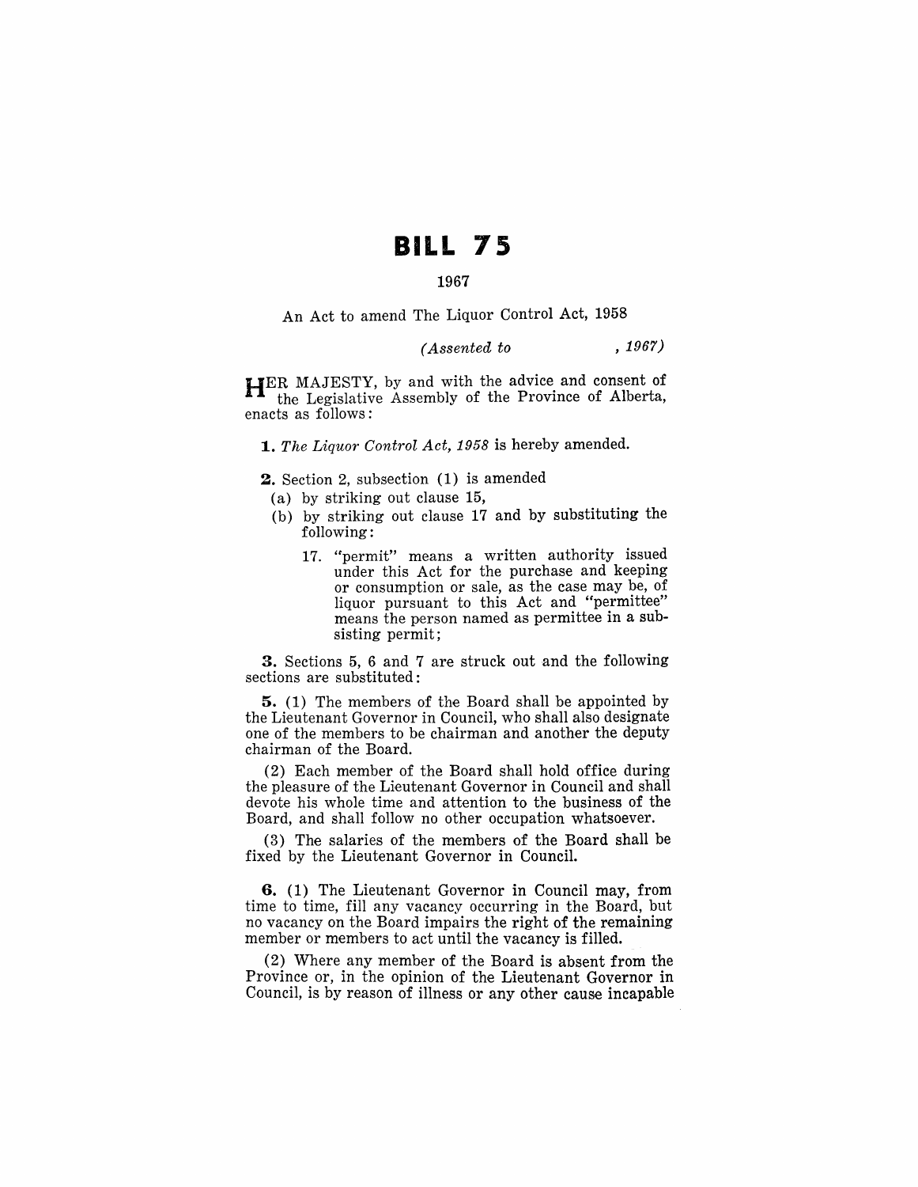# BILL 75

1967

An Act to amend The Liquor Control Act, 1958

*(Assented to , 1967)*

HER MAJESTY, by and with the advice and consent of the Legislative Assembly of the Province of Alberta, enacts as follows:

**1.** *The Liquor Control Act, 1958* is hereby amended.

**2.** Section 2, subsection (1) is amended

(a) by striking out clause 15,

(b) by striking out clause 17 and by substituting the following:

17. "permit" means a written authority issued under this Act for the purchase and keeping or consumption or sale, as the case may be, of liquor pursuant to this Act and "permittee" means the person named as permittee in a subsisting permit;

**3.** Sections 5, 6 and 7 are struck out and the following sections are substituted:

**5.** (1) The members of the Board shall be appointed by the Lieutenant Governor in Council, who shall also designate one of the members to be chairman and another the deputy chairman of the Board.

(2) Each member of the Board shall hold office during the pleasure of the Lieutenant Governor in Council and shall devote his whole time and attention to the business of the Board, and shall follow no other occupation whatsoever.

(3) The salaries of the members of the Board shall be fixed by the Lieutenant Governor in Council.

**6.** (1) The Lieutenant Governor in Council may, from time to time, fill any vacancy occurring in the Board, but no vacancy on the Board impairs the right of the remaining member or members to act until the vacancy is filled.

(2) Where any member of the Board is absent from the Province or, in the opinion of the Lieutenant Governor in Council, is by reason of illness or any other cause incapable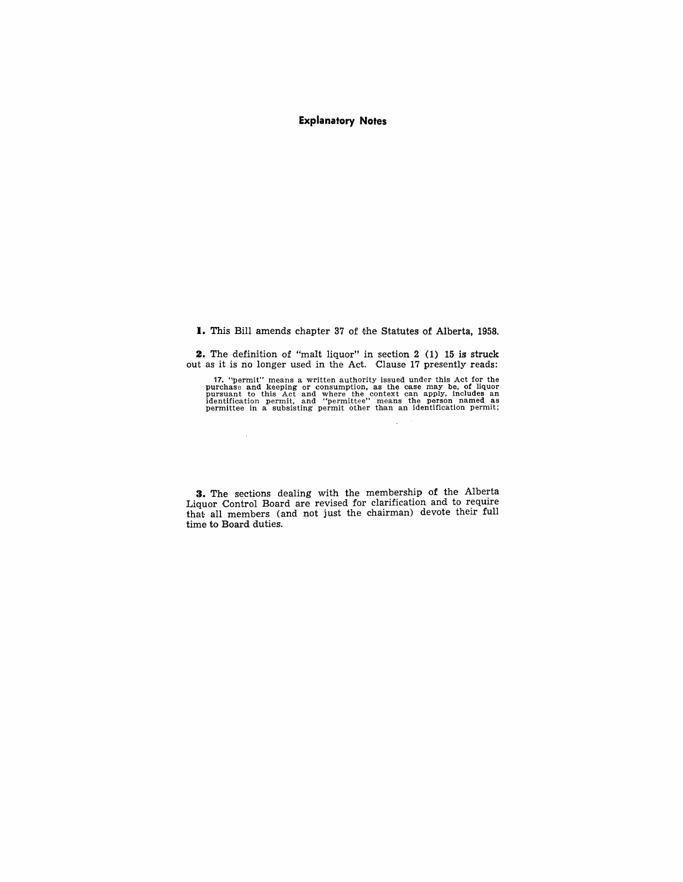**Explanatory Notes**

**1.** This Bill amends chapter 37 of the Statutes of Alberta, 1958.

**2.** The definition of "malt liquor" in section 2 (1) 15 is struck out as it is no longer used in the Act. Clause 17 presently reads:

> 17. "permit" means a written authority issued under this Act for the purchase and keeping or consumption, as the case may be, of liquor pursuant to this Act and where the context can apply, includes an identification permit, and "permittee" means the person named as permittee in a subsisting permit other than an identification permit;

**3.** The sections dealing with the membership of the Alberta Liquor Control Board are revised for clarification and to require that all members (and not just the chairman) devote their full time to Board duties.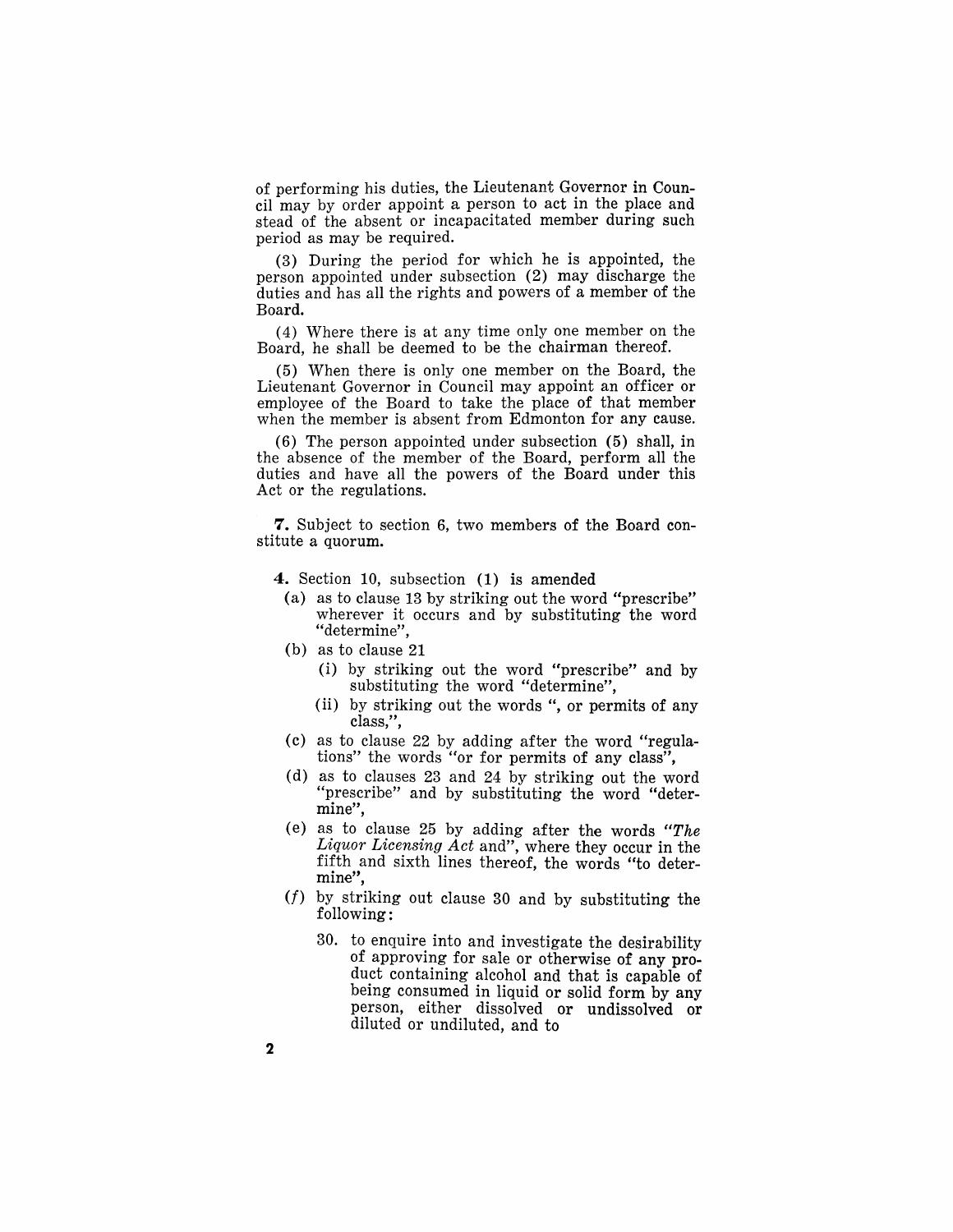of performing his duties, the Lieutenant Governor in Council may by order appoint a person to act in the place and stead of the absent or incapacitated member during such period as may be required.

(3) During the period for which he is appointed, the person appointed under subsection (2) may discharge the duties and has all the rights and powers of a member of the Board.

(4) Where there is at any time only one member on the Board, he shall be deemed to be the chairman thereof.

(5) When there is only one member on the Board, the Lieutenant Governor in Council may appoint an officer or employee of the Board to take the place of that member when the member is absent from Edmonton for any cause.

(6) The person appointed under subsection (5) shall, in the absence of the member of the Board, perform all the duties and have all the powers of the Board under this Act or the regulations.

**7.** Subject to section 6, two members of the Board constitute a quorum.

**4.** Section 10, subsection (1) is amended

- (a) as to clause 13 by striking out the word "prescribe" wherever it occurs and by substituting the word "determine",
- (b) as to clause 21
  - (i) by striking out the word "prescribe" and by substituting the word "determine",
  - (ii) by striking out the words ", or permits of any class,",
- (c) as to clause 22 by adding after the word "regulations" the words "or for permits of any class",
- (d) as to clauses 23 and 24 by striking out the word "prescribe" and by substituting the word "determine",
- (e) as to clause 25 by adding after the words "*The Liquor Licensing Act* and", where they occur in the fifth and sixth lines thereof, the words "to determine",
- (*f*) by striking out clause 30 and by substituting the following:

  30. to enquire into and investigate the desirability of approving for sale or otherwise of any product containing alcohol and that is capable of being consumed in liquid or solid form by any person, either dissolved or undissolved or diluted or undiluted, and to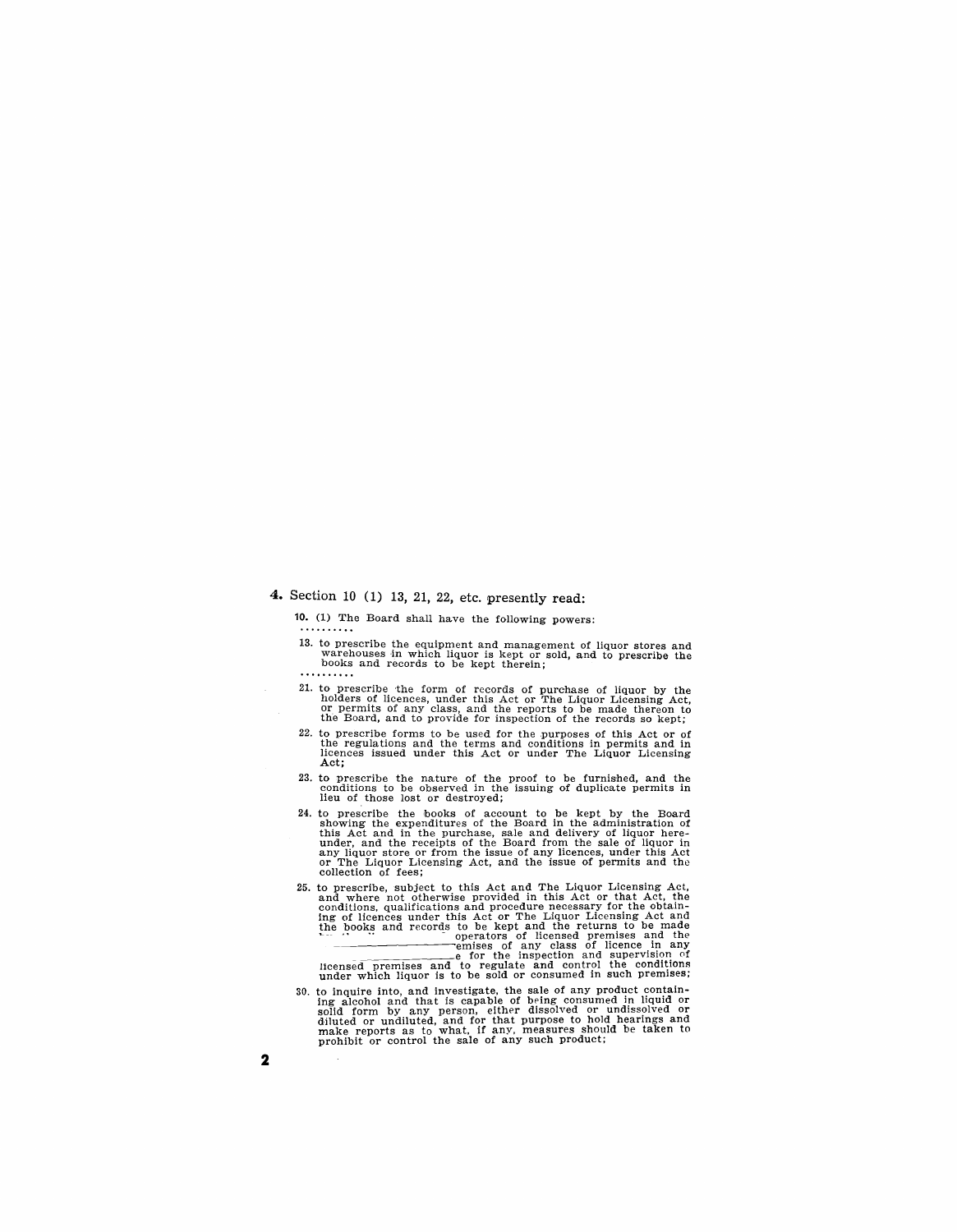**4.** Section 10 (1) 13, 21, 22, etc. presently read:

**10.** (1) The Board shall have the following powers:

..........

13. to prescribe the equipment and management of liquor stores and warehouses in which liquor is kept or sold, and to prescribe the books and records to be kept therein;

..........

21. to prescribe the form of records of purchase of liquor by the holders of licences, under this Act or The Liquor Licensing Act, or permits of any class, and the reports to be made thereon to the Board, and to provide for inspection of the records so kept;

22. to prescribe forms to be used for the purposes of this Act or of the regulations and the terms and conditions in permits and in licences issued under this Act or under The Liquor Licensing Act;

23. to prescribe the nature of the proof to be furnished, and the conditions to be observed in the issuing of duplicate permits in lieu of those lost or destroyed;

24. to prescribe the books of account to be kept by the Board showing the expenditures of the Board in the administration of this Act and in the purchase, sale and delivery of liquor hereunder, and the receipts of the Board from the sale of liquor in any liquor store or from the issue of any licences, under this Act or The Liquor Licensing Act, and the issue of permits and the collection of fees;

25. to prescribe, subject to this Act and The Liquor Licensing Act, and where not otherwise provided in this Act or that Act, the conditions, qualifications and procedure necessary for the obtaining of licences under this Act or The Liquor Licensing Act and the books and records to be kept and the returns to be made ... operators of licensed premises and the ...emises of any class of licence in any ...e for the inspection and supervision of licensed premises and to regulate and control the conditions under which liquor is to be sold or consumed in such premises;

30. to inquire into, and investigate, the sale of any product containing alcohol and that is capable of being consumed in liquid or solid form by any person, either dissolved or undissolved or diluted or undiluted, and for that purpose to hold hearings and make reports as to what, if any, measures should be taken to prohibit or control the sale of any such product;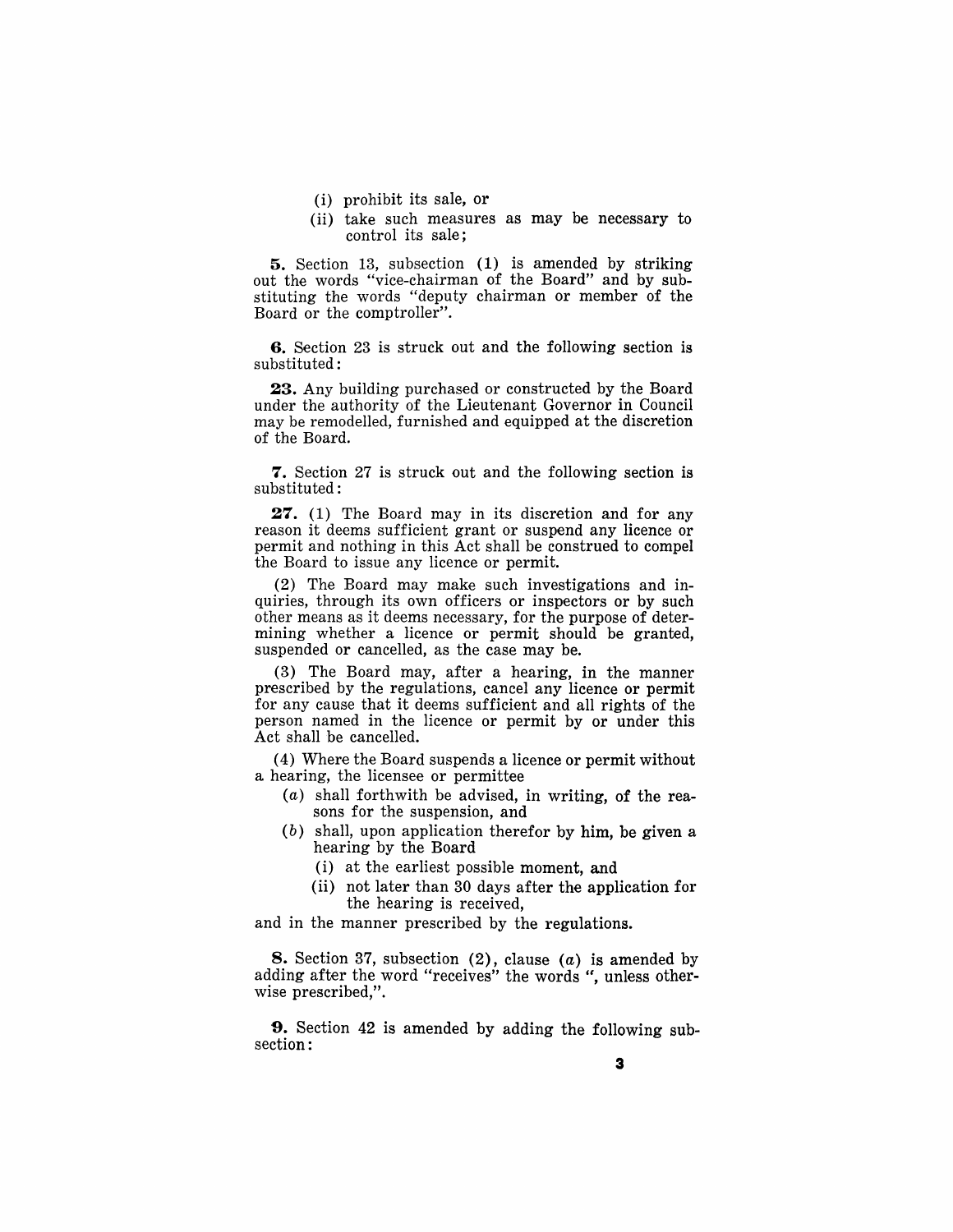(i) prohibit its sale, or

(ii) take such measures as may be necessary to control its sale;

**5.** Section 13, subsection (1) is amended by striking out the words "vice-chairman of the Board" and by substituting the words "deputy chairman or member of the Board or the comptroller".

**6.** Section 23 is struck out and the following section is substituted:

**23.** Any building purchased or constructed by the Board under the authority of the Lieutenant Governor in Council may be remodelled, furnished and equipped at the discretion of the Board.

**7.** Section 27 is struck out and the following section is substituted:

**27.** (1) The Board may in its discretion and for any reason it deems sufficient grant or suspend any licence or permit and nothing in this Act shall be construed to compel the Board to issue any licence or permit.

(2) The Board may make such investigations and inquiries, through its own officers or inspectors or by such other means as it deems necessary, for the purpose of determining whether a licence or permit should be granted, suspended or cancelled, as the case may be.

(3) The Board may, after a hearing, in the manner prescribed by the regulations, cancel any licence or permit for any cause that it deems sufficient and all rights of the person named in the licence or permit by or under this Act shall be cancelled.

(4) Where the Board suspends a licence or permit without a hearing, the licensee or permittee

- (*a*) shall forthwith be advised, in writing, of the reasons for the suspension, and
- (*b*) shall, upon application therefor by him, be given a hearing by the Board
  - (i) at the earliest possible moment, and
  - (ii) not later than 30 days after the application for the hearing is received,

and in the manner prescribed by the regulations.

**8.** Section 37, subsection (2), clause (*a*) is amended by adding after the word "receives" the words ", unless otherwise prescribed,".

**9.** Section 42 is amended by adding the following subsection: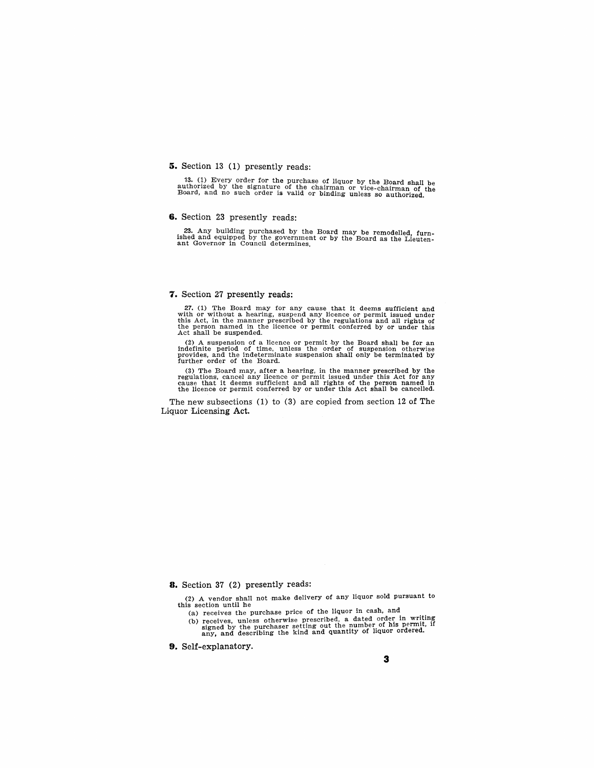**5.** Section 13 (1) presently reads:

> 13. (1) Every order for the purchase of liquor by the Board shall be authorized by the signature of the chairman or vice-chairman of the Board, and no such order is valid or binding unless so authorized.

**6.** Section 23 presently reads:

> 23. Any building purchased by the Board may be remodelled, furnished and equipped by the government or by the Board as the Lieutenant Governor in Council determines.

**7.** Section 27 presently reads:

> 27. (1) The Board may for any cause that it deems sufficient and with or without a hearing, suspend any licence or permit issued under this Act, in the manner prescribed by the regulations and all rights of the person named in the licence or permit conferred by or under this Act shall be suspended.
>
> (2) A suspension of a licence or permit by the Board shall be for an indefinite period of time, unless the order of suspension otherwise provides, and the indeterminate suspension shall only be terminated by further order of the Board.
>
> (3) The Board may, after a hearing, in the manner prescribed by the regulations, cancel any licence or permit issued under this Act for any cause that it deems sufficient and all rights of the person named in the licence or permit conferred by or under this Act shall be cancelled.

The new subsections (1) to (3) are copied from section 12 of The Liquor Licensing Act.

**8.** Section 37 (2) presently reads:

> (2) A vendor shall not make delivery of any liquor sold pursuant to this section until he
>
> (a) receives the purchase price of the liquor in cash, and
>
> (b) receives, unless otherwise prescribed, a dated order in writing signed by the purchaser setting out the number of his permit, if any, and describing the kind and quantity of liquor ordered.

**9.** Self-explanatory.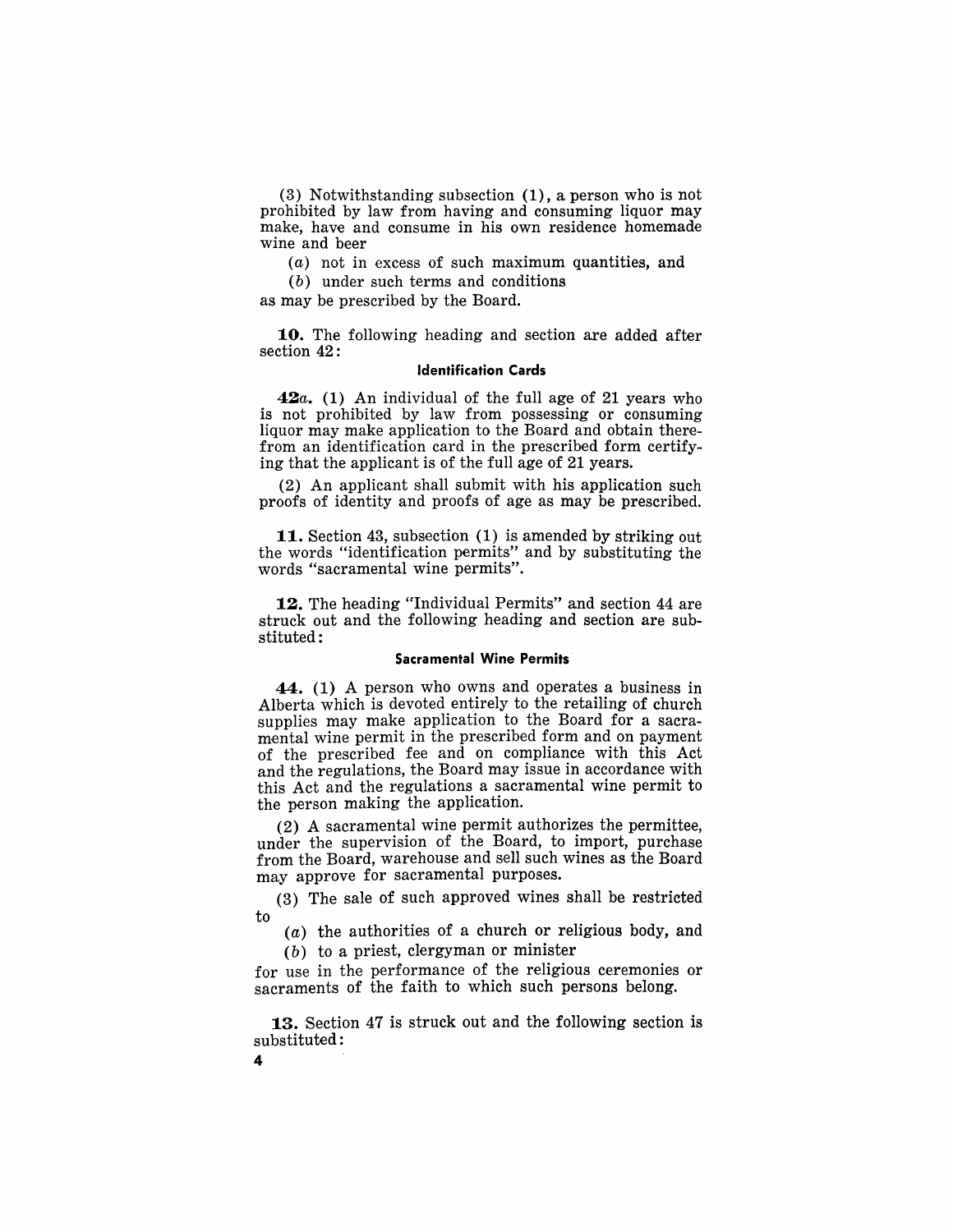(3) Notwithstanding subsection (1), a person who is not prohibited by law from having and consuming liquor may make, have and consume in his own residence homemade wine and beer

(*a*) not in excess of such maximum quantities, and

(*b*) under such terms and conditions

as may be prescribed by the Board.

**10.** The following heading and section are added after section 42:

#### Identification Cards

**42*a*.** (1) An individual of the full age of 21 years who is not prohibited by law from possessing or consuming liquor may make application to the Board and obtain therefrom an identification card in the prescribed form certifying that the applicant is of the full age of 21 years.

(2) An applicant shall submit with his application such proofs of identity and proofs of age as may be prescribed.

**11.** Section 43, subsection (1) is amended by striking out the words "identification permits" and by substituting the words "sacramental wine permits".

**12.** The heading "Individual Permits" and section 44 are struck out and the following heading and section are substituted:

#### Sacramental Wine Permits

**44.** (1) A person who owns and operates a business in Alberta which is devoted entirely to the retailing of church supplies may make application to the Board for a sacramental wine permit in the prescribed form and on payment of the prescribed fee and on compliance with this Act and the regulations, the Board may issue in accordance with this Act and the regulations a sacramental wine permit to the person making the application.

(2) A sacramental wine permit authorizes the permittee, under the supervision of the Board, to import, purchase from the Board, warehouse and sell such wines as the Board may approve for sacramental purposes.

(3) The sale of such approved wines shall be restricted to

(*a*) the authorities of a church or religious body, and

(*b*) to a priest, clergyman or minister

for use in the performance of the religious ceremonies or sacraments of the faith to which such persons belong.

**13.** Section 47 is struck out and the following section is substituted: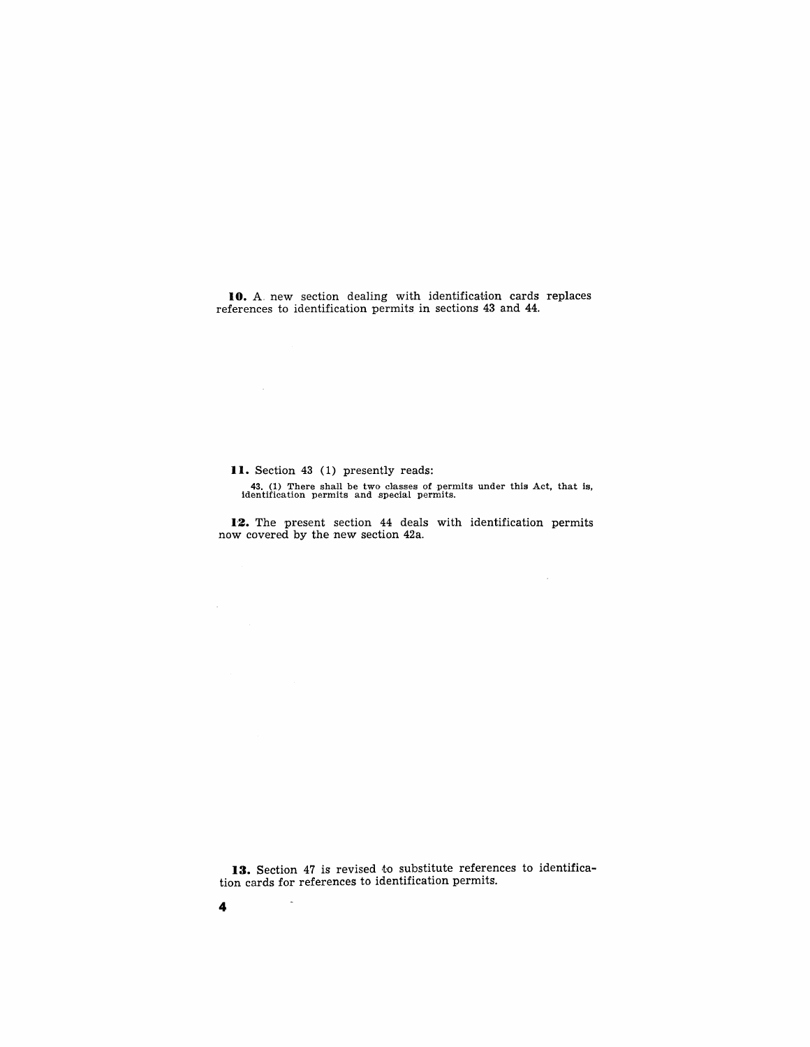**10.** A new section dealing with identification cards replaces references to identification permits in sections 43 and 44.

**11.** Section 43 (1) presently reads:

> 43. (1) There shall be two classes of permits under this Act, that is, identification permits and special permits.

**12.** The present section 44 deals with identification permits now covered by the new section 42a.

**13.** Section 47 is revised to substitute references to identification cards for references to identification permits.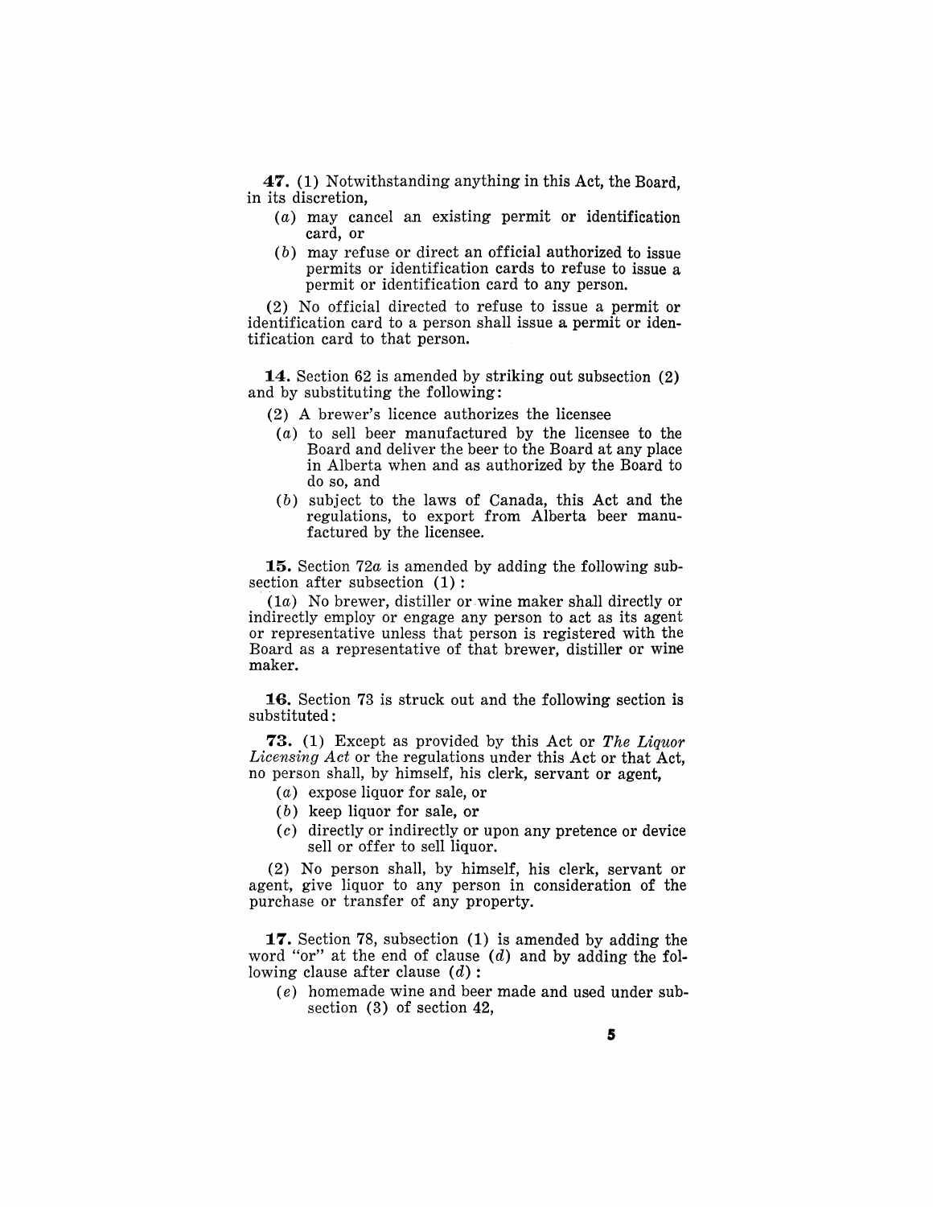**47.** (1) Notwithstanding anything in this Act, the Board, in its discretion,

- (*a*) may cancel an existing permit or identification card, or
- (*b*) may refuse or direct an official authorized to issue permits or identification cards to refuse to issue a permit or identification card to any person.

(2) No official directed to refuse to issue a permit or identification card to a person shall issue a permit or identification card to that person.

**14.** Section 62 is amended by striking out subsection (2) and by substituting the following:

(2) A brewer's licence authorizes the licensee

- (*a*) to sell beer manufactured by the licensee to the Board and deliver the beer to the Board at any place in Alberta when and as authorized by the Board to do so, and
- (*b*) subject to the laws of Canada, this Act and the regulations, to export from Alberta beer manufactured by the licensee.

**15.** Section 72*a* is amended by adding the following subsection after subsection (1):

(1*a*) No brewer, distiller or wine maker shall directly or indirectly employ or engage any person to act as its agent or representative unless that person is registered with the Board as a representative of that brewer, distiller or wine maker.

**16.** Section 73 is struck out and the following section is substituted:

**73.** (1) Except as provided by this Act or *The Liquor Licensing Act* or the regulations under this Act or that Act, no person shall, by himself, his clerk, servant or agent,

- (*a*) expose liquor for sale, or
- (*b*) keep liquor for sale, or
- (*c*) directly or indirectly or upon any pretence or device sell or offer to sell liquor.

(2) No person shall, by himself, his clerk, servant or agent, give liquor to any person in consideration of the purchase or transfer of any property.

**17.** Section 78, subsection (1) is amended by adding the word "or" at the end of clause (*d*) and by adding the following clause after clause (*d*):

- (*e*) homemade wine and beer made and used under subsection (3) of section 42,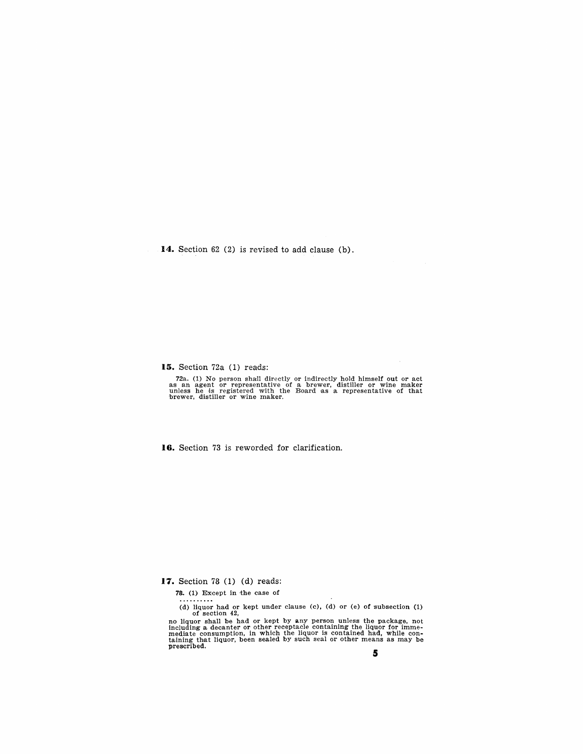**14.** Section 62 (2) is revised to add clause (b).

**15.** Section 72a (1) reads:

72a. (1) No person shall directly or indirectly hold himself out or act as an agent or representative of a brewer, distiller or wine maker unless he is registered with the Board as a representative of that brewer, distiller or wine maker.

**16.** Section 73 is reworded for clarification.

**17.** Section 78 (1) (d) reads:

**78.** (1) Except in the case of

..........

(d) liquor had or kept under clause (c), (d) or (e) of subsection (1) of section 42,

no liquor shall be had or kept by any person unless the package, not including a decanter or other receptacle containing the liquor for immediate consumption, in which the liquor is contained had, while containing that liquor, been sealed by such seal or other means as may be prescribed.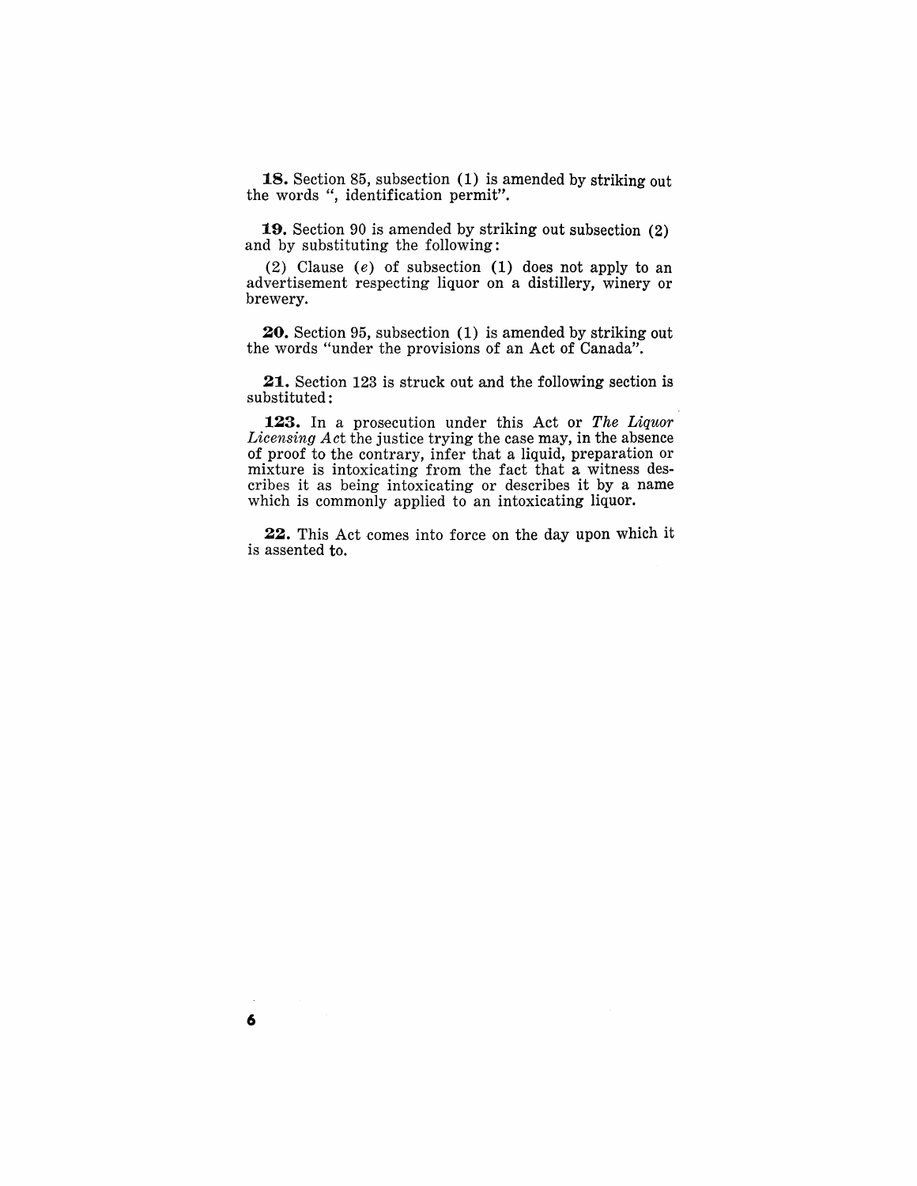**18.** Section 85, subsection (1) is amended by striking out the words ", identification permit".

**19.** Section 90 is amended by striking out subsection (2) and by substituting the following:

(2) Clause (*e*) of subsection (1) does not apply to an advertisement respecting liquor on a distillery, winery or brewery.

**20.** Section 95, subsection (1) is amended by striking out the words "under the provisions of an Act of Canada".

**21.** Section 123 is struck out and the following section is substituted:

**123.** In a prosecution under this Act or *The Liquor Licensing Act* the justice trying the case may, in the absence of proof to the contrary, infer that a liquid, preparation or mixture is intoxicating from the fact that a witness describes it as being intoxicating or describes it by a name which is commonly applied to an intoxicating liquor.

**22.** This Act comes into force on the day upon which it is assented to.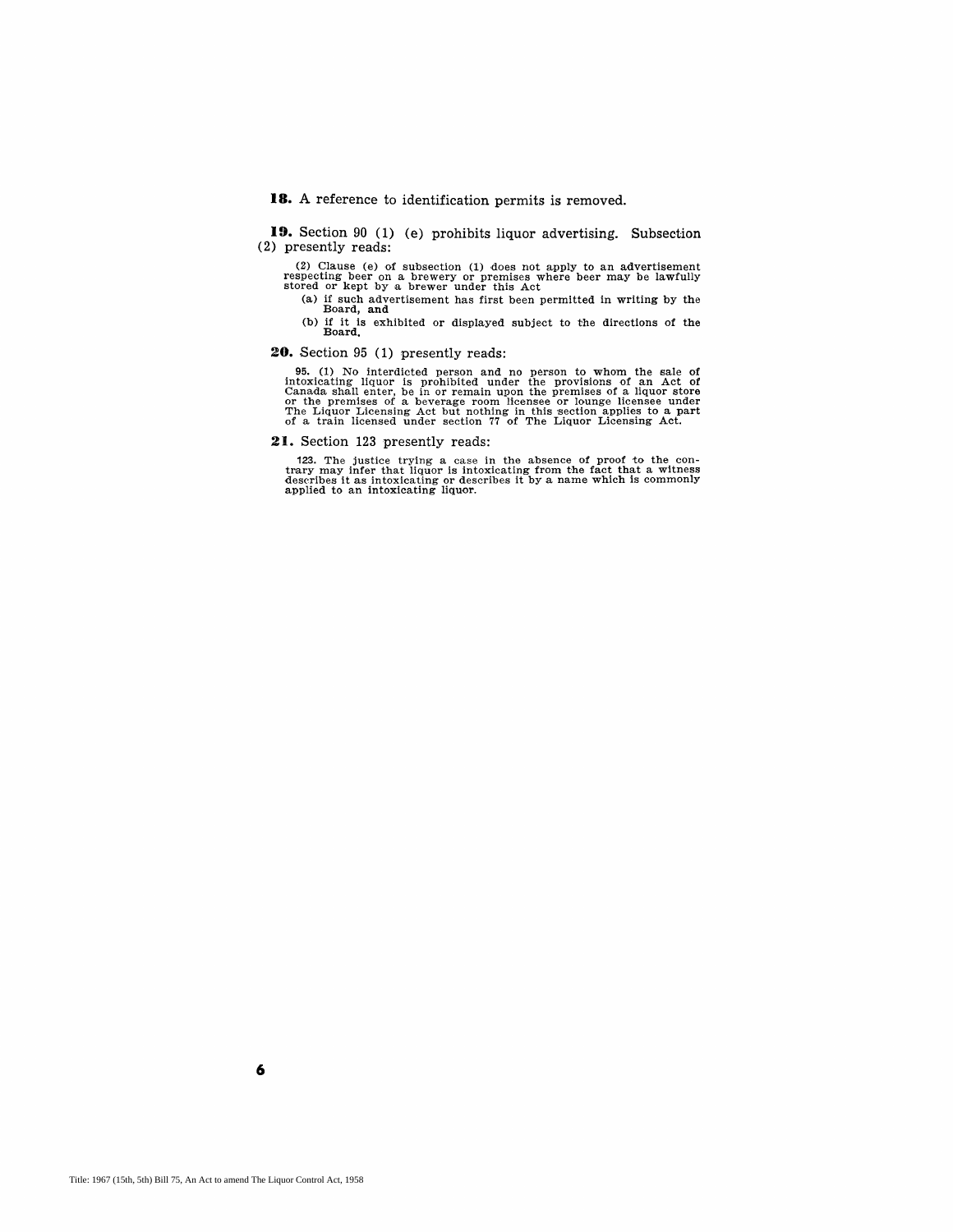**18.** A reference to identification permits is removed.

**19.** Section 90 (1) (e) prohibits liquor advertising. Subsection (2) presently reads:

> (2) Clause (e) of subsection (1) does not apply to an advertisement respecting beer on a brewery or premises where beer may be lawfully stored or kept by a brewer under this Act
>
> (a) if such advertisement has first been permitted in writing by the Board, and
>
> (b) if it is exhibited or displayed subject to the directions of the Board.

**20.** Section 95 (1) presently reads:

> 95. (1) No interdicted person and no person to whom the sale of intoxicating liquor is prohibited under the provisions of an Act of Canada shall enter, be in or remain upon the premises of a liquor store or the premises of a beverage room licensee or lounge licensee under The Liquor Licensing Act but nothing in this section applies to a part of a train licensed under section 77 of The Liquor Licensing Act.

**21.** Section 123 presently reads:

> 123. The justice trying a case in the absence of proof to the contrary may infer that liquor is intoxicating from the fact that a witness describes it as intoxicating or describes it by a name which is commonly applied to an intoxicating liquor.